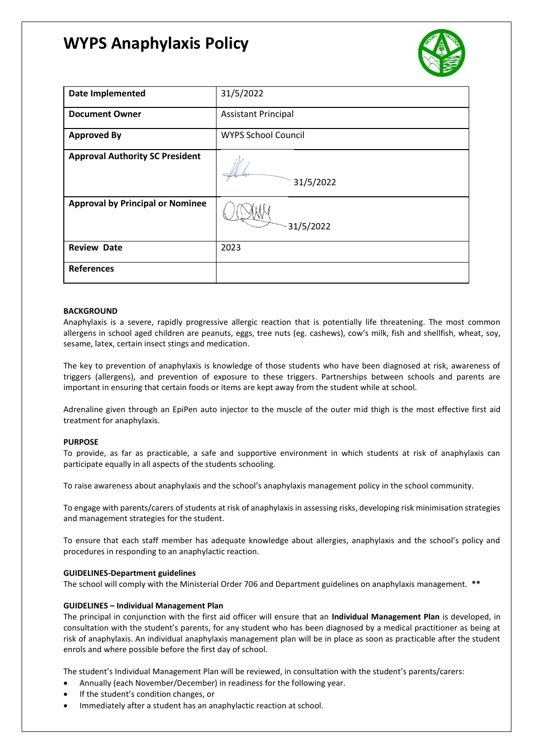# WYPS Anaphylaxis Policy

| Date Implemented | 31/5/2022 |
|---|---|
| **Document Owner** | Assistant Principal |
| **Approved By** | WYPS School Council |
| **Approval Authority SC President** | 31/5/2022 |
| **Approval by Principal or Nominee** | 31/5/2022 |
| **Review Date** | 2023 |
| **References** | |

**BACKGROUND**

Anaphylaxis is a severe, rapidly progressive allergic reaction that is potentially life threatening. The most common allergens in school aged children are peanuts, eggs, tree nuts (eg. cashews), cow's milk, fish and shellfish, wheat, soy, sesame, latex, certain insect stings and medication.

The key to prevention of anaphylaxis is knowledge of those students who have been diagnosed at risk, awareness of triggers (allergens), and prevention of exposure to these triggers. Partnerships between schools and parents are important in ensuring that certain foods or items are kept away from the student while at school.

Adrenaline given through an EpiPen auto injector to the muscle of the outer mid thigh is the most effective first aid treatment for anaphylaxis.

**PURPOSE**

To provide, as far as practicable, a safe and supportive environment in which students at risk of anaphylaxis can participate equally in all aspects of the students schooling.

To raise awareness about anaphylaxis and the school's anaphylaxis management policy in the school community.

To engage with parents/carers of students at risk of anaphylaxis in assessing risks, developing risk minimisation strategies and management strategies for the student.

To ensure that each staff member has adequate knowledge about allergies, anaphylaxis and the school's policy and procedures in responding to an anaphylactic reaction.

**GUIDELINES-Department guidelines**

The school will comply with the Ministerial Order 706 and Department guidelines on anaphylaxis management. **\*\***

**GUIDELINES – Individual Management Plan**

The principal in conjunction with the first aid officer will ensure that an **Individual Management Plan** is developed, in consultation with the student's parents, for any student who has been diagnosed by a medical practitioner as being at risk of anaphylaxis. An individual anaphylaxis management plan will be in place as soon as practicable after the student enrols and where possible before the first day of school.

The student's Individual Management Plan will be reviewed, in consultation with the student's parents/carers:

- Annually (each November/December) in readiness for the following year.
- If the student's condition changes, or
- Immediately after a student has an anaphylactic reaction at school.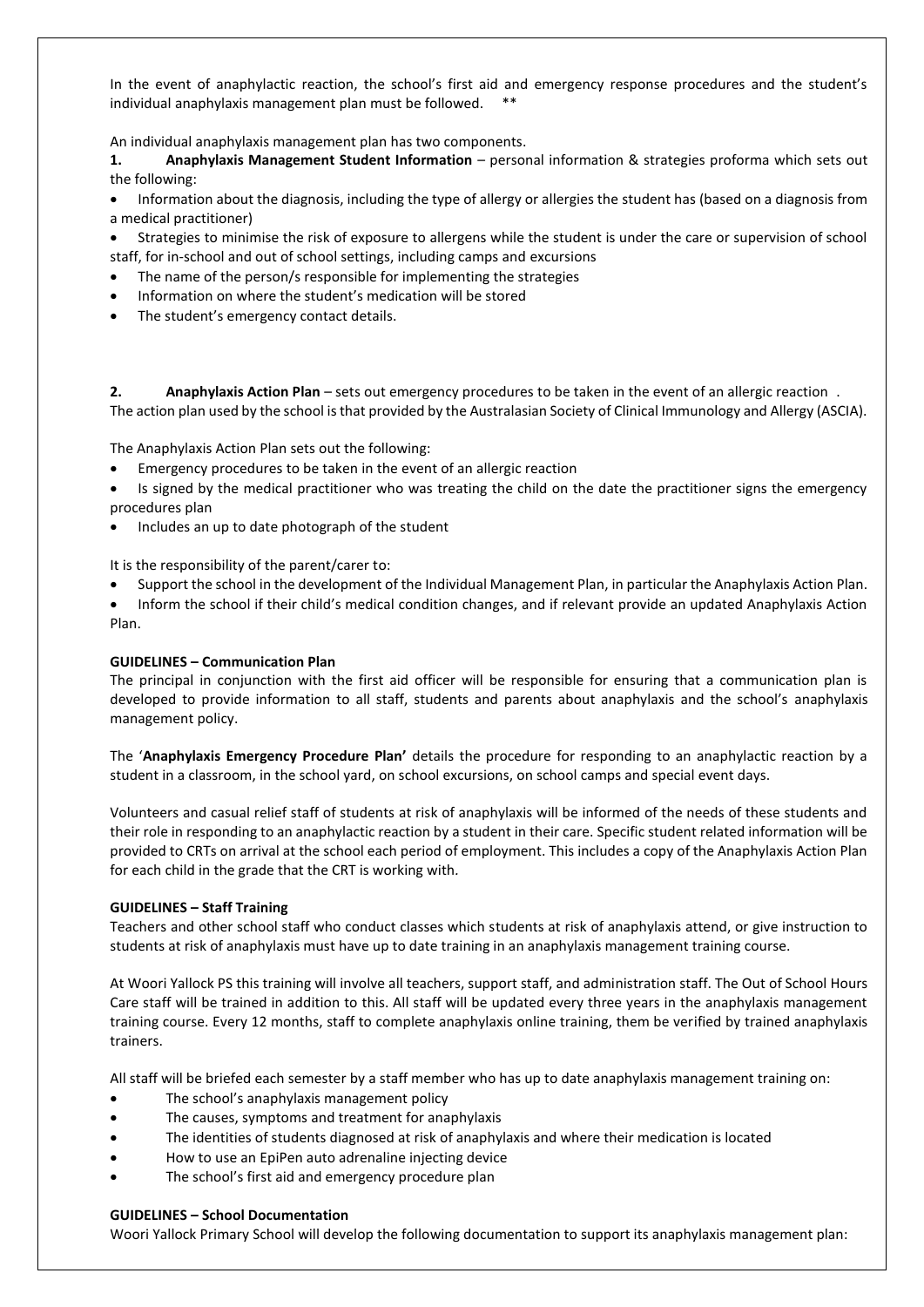In the event of anaphylactic reaction, the school's first aid and emergency response procedures and the student's individual anaphylaxis management plan must be followed. **

An individual anaphylaxis management plan has two components.

**1. Anaphylaxis Management Student Information** – personal information & strategies proforma which sets out the following:

- Information about the diagnosis, including the type of allergy or allergies the student has (based on a diagnosis from a medical practitioner)
- Strategies to minimise the risk of exposure to allergens while the student is under the care or supervision of school staff, for in-school and out of school settings, including camps and excursions
- The name of the person/s responsible for implementing the strategies
- Information on where the student's medication will be stored
- The student's emergency contact details.

**2. Anaphylaxis Action Plan** – sets out emergency procedures to be taken in the event of an allergic reaction .
The action plan used by the school is that provided by the Australasian Society of Clinical Immunology and Allergy (ASCIA).

The Anaphylaxis Action Plan sets out the following:

- Emergency procedures to be taken in the event of an allergic reaction
- Is signed by the medical practitioner who was treating the child on the date the practitioner signs the emergency procedures plan
- Includes an up to date photograph of the student

It is the responsibility of the parent/carer to:

- Support the school in the development of the Individual Management Plan, in particular the Anaphylaxis Action Plan.
- Inform the school if their child's medical condition changes, and if relevant provide an updated Anaphylaxis Action Plan.

**GUIDELINES – Communication Plan**

The principal in conjunction with the first aid officer will be responsible for ensuring that a communication plan is developed to provide information to all staff, students and parents about anaphylaxis and the school's anaphylaxis management policy.

The '**Anaphylaxis Emergency Procedure Plan'** details the procedure for responding to an anaphylactic reaction by a student in a classroom, in the school yard, on school excursions, on school camps and special event days.

Volunteers and casual relief staff of students at risk of anaphylaxis will be informed of the needs of these students and their role in responding to an anaphylactic reaction by a student in their care. Specific student related information will be provided to CRTs on arrival at the school each period of employment. This includes a copy of the Anaphylaxis Action Plan for each child in the grade that the CRT is working with.

**GUIDELINES – Staff Training**

Teachers and other school staff who conduct classes which students at risk of anaphylaxis attend, or give instruction to students at risk of anaphylaxis must have up to date training in an anaphylaxis management training course.

At Woori Yallock PS this training will involve all teachers, support staff, and administration staff. The Out of School Hours Care staff will be trained in addition to this. All staff will be updated every three years in the anaphylaxis management training course. Every 12 months, staff to complete anaphylaxis online training, them be verified by trained anaphylaxis trainers.

All staff will be briefed each semester by a staff member who has up to date anaphylaxis management training on:

- The school's anaphylaxis management policy
- The causes, symptoms and treatment for anaphylaxis
- The identities of students diagnosed at risk of anaphylaxis and where their medication is located
- How to use an EpiPen auto adrenaline injecting device
- The school's first aid and emergency procedure plan

**GUIDELINES – School Documentation**

Woori Yallock Primary School will develop the following documentation to support its anaphylaxis management plan: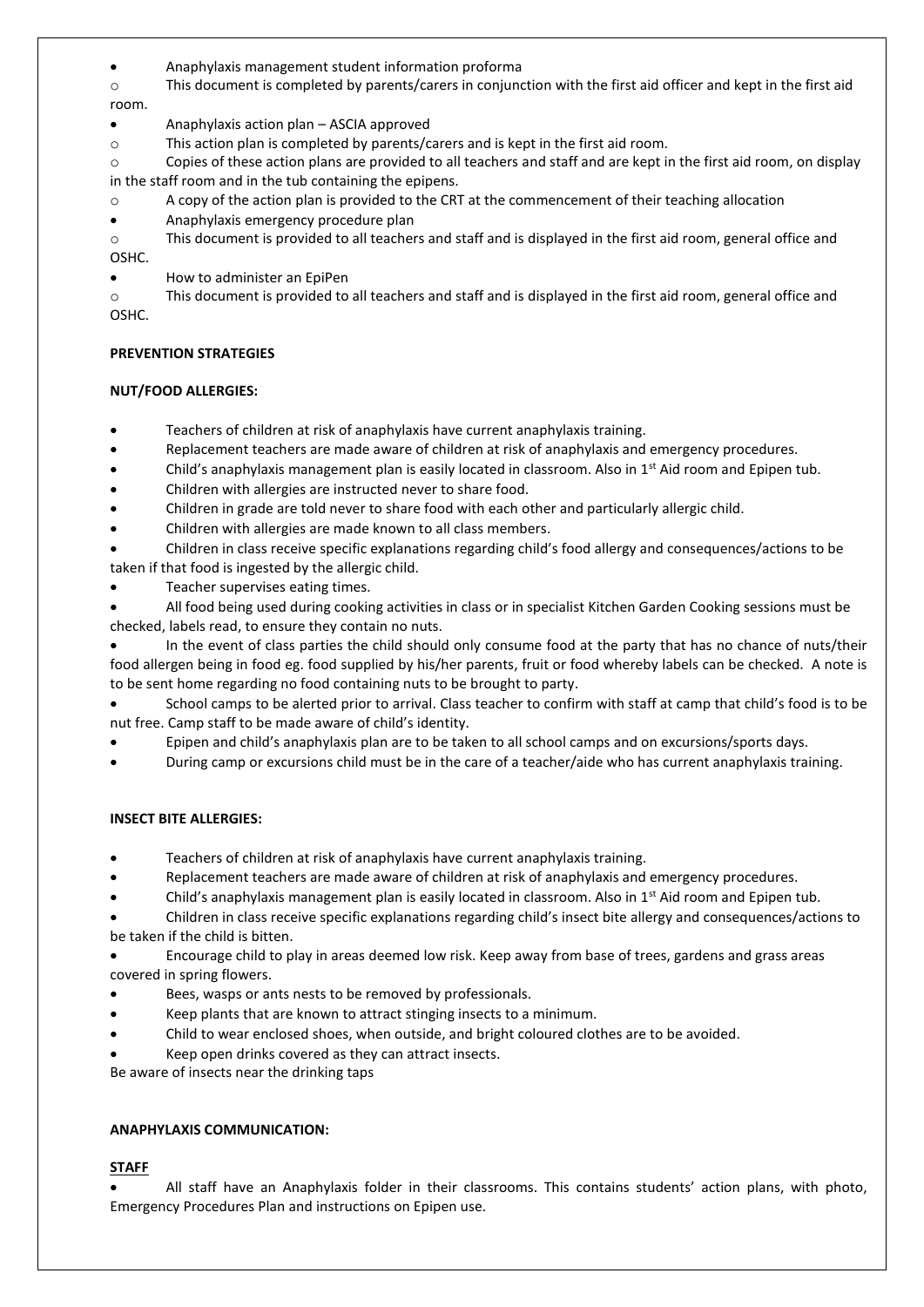- Anaphylaxis management student information proforma
  - This document is completed by parents/carers in conjunction with the first aid officer and kept in the first aid room.
- Anaphylaxis action plan – ASCIA approved
  - This action plan is completed by parents/carers and is kept in the first aid room.
  - Copies of these action plans are provided to all teachers and staff and are kept in the first aid room, on display in the staff room and in the tub containing the epipens.
  - A copy of the action plan is provided to the CRT at the commencement of their teaching allocation
- Anaphylaxis emergency procedure plan
  - This document is provided to all teachers and staff and is displayed in the first aid room, general office and OSHC.
- How to administer an EpiPen
  - This document is provided to all teachers and staff and is displayed in the first aid room, general office and OSHC.

**PREVENTION STRATEGIES**

**NUT/FOOD ALLERGIES:**

- Teachers of children at risk of anaphylaxis have current anaphylaxis training.
- Replacement teachers are made aware of children at risk of anaphylaxis and emergency procedures.
- Child's anaphylaxis management plan is easily located in classroom. Also in 1st Aid room and Epipen tub.
- Children with allergies are instructed never to share food.
- Children in grade are told never to share food with each other and particularly allergic child.
- Children with allergies are made known to all class members.
- Children in class receive specific explanations regarding child's food allergy and consequences/actions to be taken if that food is ingested by the allergic child.
- Teacher supervises eating times.
- All food being used during cooking activities in class or in specialist Kitchen Garden Cooking sessions must be checked, labels read, to ensure they contain no nuts.
- In the event of class parties the child should only consume food at the party that has no chance of nuts/their food allergen being in food eg. food supplied by his/her parents, fruit or food whereby labels can be checked. A note is to be sent home regarding no food containing nuts to be brought to party.
- School camps to be alerted prior to arrival. Class teacher to confirm with staff at camp that child's food is to be nut free. Camp staff to be made aware of child's identity.
- Epipen and child's anaphylaxis plan are to be taken to all school camps and on excursions/sports days.
- During camp or excursions child must be in the care of a teacher/aide who has current anaphylaxis training.

**INSECT BITE ALLERGIES:**

- Teachers of children at risk of anaphylaxis have current anaphylaxis training.
- Replacement teachers are made aware of children at risk of anaphylaxis and emergency procedures.
- Child's anaphylaxis management plan is easily located in classroom. Also in 1st Aid room and Epipen tub.
- Children in class receive specific explanations regarding child's insect bite allergy and consequences/actions to be taken if the child is bitten.
- Encourage child to play in areas deemed low risk. Keep away from base of trees, gardens and grass areas covered in spring flowers.
- Bees, wasps or ants nests to be removed by professionals.
- Keep plants that are known to attract stinging insects to a minimum.
- Child to wear enclosed shoes, when outside, and bright coloured clothes are to be avoided.
- Keep open drinks covered as they can attract insects.

Be aware of insects near the drinking taps

**ANAPHYLAXIS COMMUNICATION:**

**STAFF**

- All staff have an Anaphylaxis folder in their classrooms. This contains students' action plans, with photo, Emergency Procedures Plan and instructions on Epipen use.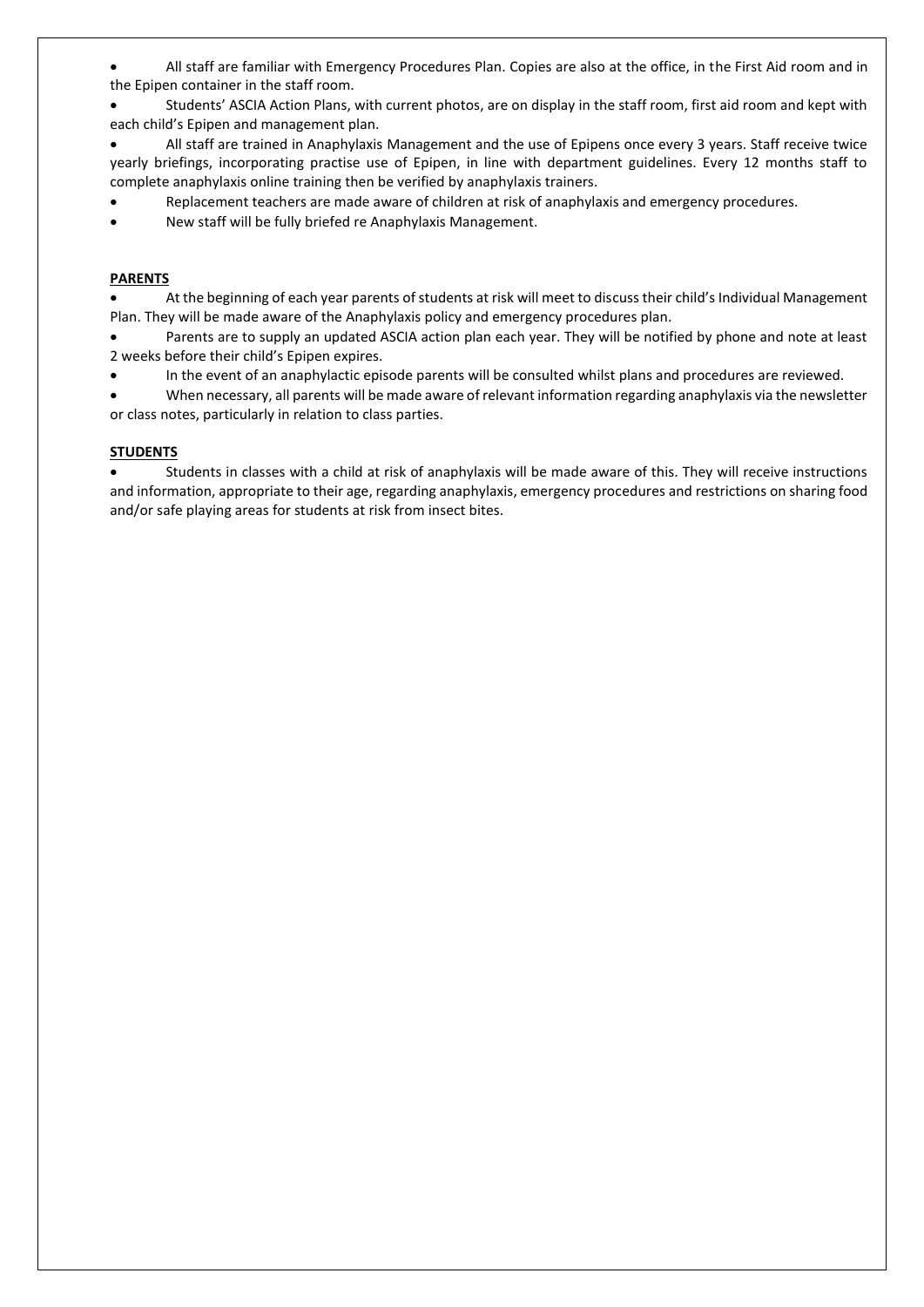- All staff are familiar with Emergency Procedures Plan. Copies are also at the office, in the First Aid room and in the Epipen container in the staff room.
- Students' ASCIA Action Plans, with current photos, are on display in the staff room, first aid room and kept with each child's Epipen and management plan.
- All staff are trained in Anaphylaxis Management and the use of Epipens once every 3 years. Staff receive twice yearly briefings, incorporating practise use of Epipen, in line with department guidelines. Every 12 months staff to complete anaphylaxis online training then be verified by anaphylaxis trainers.
- Replacement teachers are made aware of children at risk of anaphylaxis and emergency procedures.
- New staff will be fully briefed re Anaphylaxis Management.

**PARENTS**

- At the beginning of each year parents of students at risk will meet to discuss their child's Individual Management Plan. They will be made aware of the Anaphylaxis policy and emergency procedures plan.
- Parents are to supply an updated ASCIA action plan each year. They will be notified by phone and note at least 2 weeks before their child's Epipen expires.
- In the event of an anaphylactic episode parents will be consulted whilst plans and procedures are reviewed.
- When necessary, all parents will be made aware of relevant information regarding anaphylaxis via the newsletter or class notes, particularly in relation to class parties.

**STUDENTS**

- Students in classes with a child at risk of anaphylaxis will be made aware of this. They will receive instructions and information, appropriate to their age, regarding anaphylaxis, emergency procedures and restrictions on sharing food and/or safe playing areas for students at risk from insect bites.